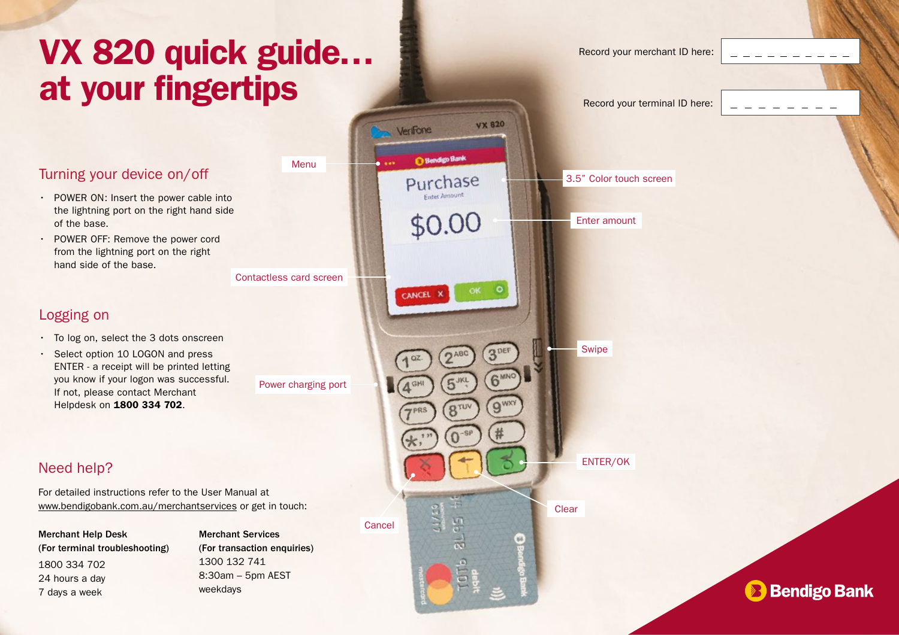# VX 820 quick guide… at your fingertips

Record your merchant ID here: _ _ _ _ _ _ _ _ _ _

Record your terminal ID here: _ _ _ _ _ _ _ _

## Turning your device on/off

- POWER ON: Insert the power cable into the lightning port on the right hand side of the base.
- POWER OFF: Remove the power cord from the lightning port on the right hand side of the base.

## Logging on

- To log on, select the 3 dots onscreen
- Select option 10 LOGON and press ENTER - a receipt will be printed letting you know if your logon was successful. If not, please contact Merchant Helpdesk on **1800 334 702**.

## Need help?

For detailed instructions refer to the User Manual at www.bendigobank.com.au/merchantservices or get in touch:

**Merchant Help Desk**
**(For terminal troubleshooting)**
1800 334 702
24 hours a day
7 days a week

**Merchant Services**
**(For transaction enquiries)**
1300 132 741
8:30am – 5pm AEST
weekdays

Menu

3.5" Color touch screen

Enter amount

Contactless card screen

Swipe

Power charging port

ENTER/OK

Clear

Cancel

Bendigo Bank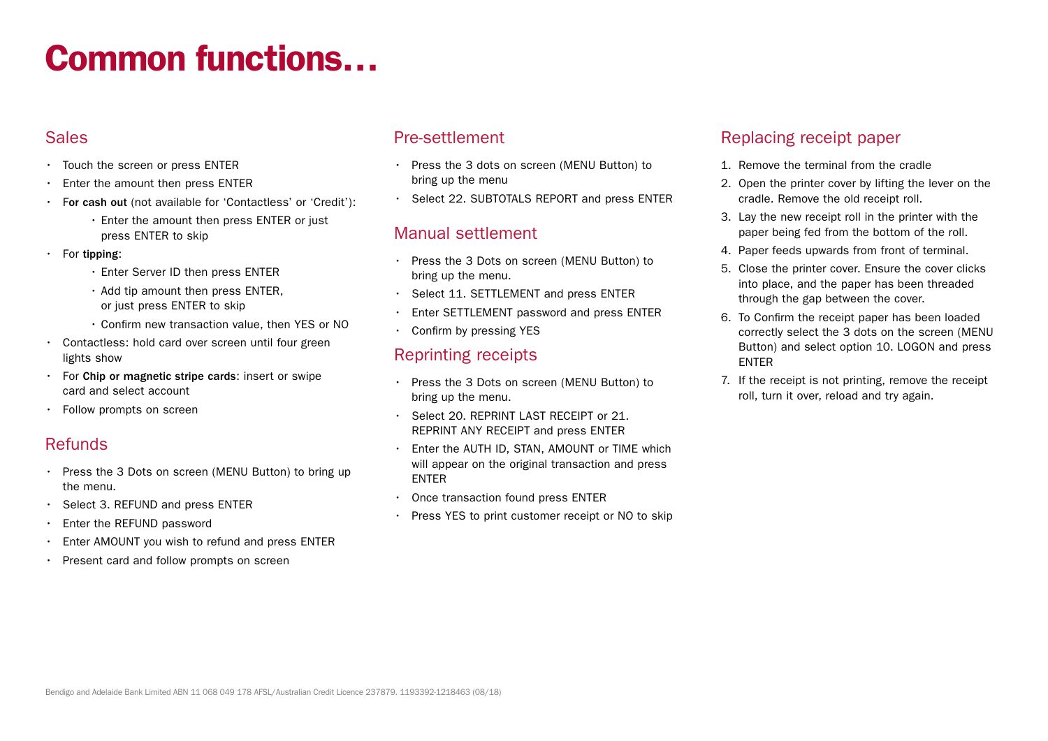# Common functions…

## Sales

- Touch the screen or press ENTER
- Enter the amount then press ENTER
- **For cash out** (not available for 'Contactless' or 'Credit'):
  - Enter the amount then press ENTER or just press ENTER to skip
- For **tipping**:
  - Enter Server ID then press ENTER
  - Add tip amount then press ENTER, or just press ENTER to skip
  - Confirm new transaction value, then YES or NO
- Contactless: hold card over screen until four green lights show
- For **Chip or magnetic stripe cards**: insert or swipe card and select account
- Follow prompts on screen

## Refunds

- Press the 3 Dots on screen (MENU Button) to bring up the menu.
- Select 3. REFUND and press ENTER
- Enter the REFUND password
- Enter AMOUNT you wish to refund and press ENTER
- Present card and follow prompts on screen

## Pre-settlement

- Press the 3 dots on screen (MENU Button) to bring up the menu
- Select 22. SUBTOTALS REPORT and press ENTER

## Manual settlement

- Press the 3 Dots on screen (MENU Button) to bring up the menu.
- Select 11. SETTLEMENT and press ENTER
- Enter SETTLEMENT password and press ENTER
- Confirm by pressing YES

## Reprinting receipts

- Press the 3 Dots on screen (MENU Button) to bring up the menu.
- Select 20. REPRINT LAST RECEIPT or 21. REPRINT ANY RECEIPT and press ENTER
- Enter the AUTH ID, STAN, AMOUNT or TIME which will appear on the original transaction and press ENTER
- Once transaction found press ENTER
- Press YES to print customer receipt or NO to skip

## Replacing receipt paper

1. Remove the terminal from the cradle
2. Open the printer cover by lifting the lever on the cradle. Remove the old receipt roll.
3. Lay the new receipt roll in the printer with the paper being fed from the bottom of the roll.
4. Paper feeds upwards from front of terminal.
5. Close the printer cover. Ensure the cover clicks into place, and the paper has been threaded through the gap between the cover.
6. To Confirm the receipt paper has been loaded correctly select the 3 dots on the screen (MENU Button) and select option 10. LOGON and press ENTER
7. If the receipt is not printing, remove the receipt roll, turn it over, reload and try again.

Bendigo and Adelaide Bank Limited ABN 11 068 049 178 AFSL/Australian Credit Licence 237879. 1193392-1218463 (08/18)